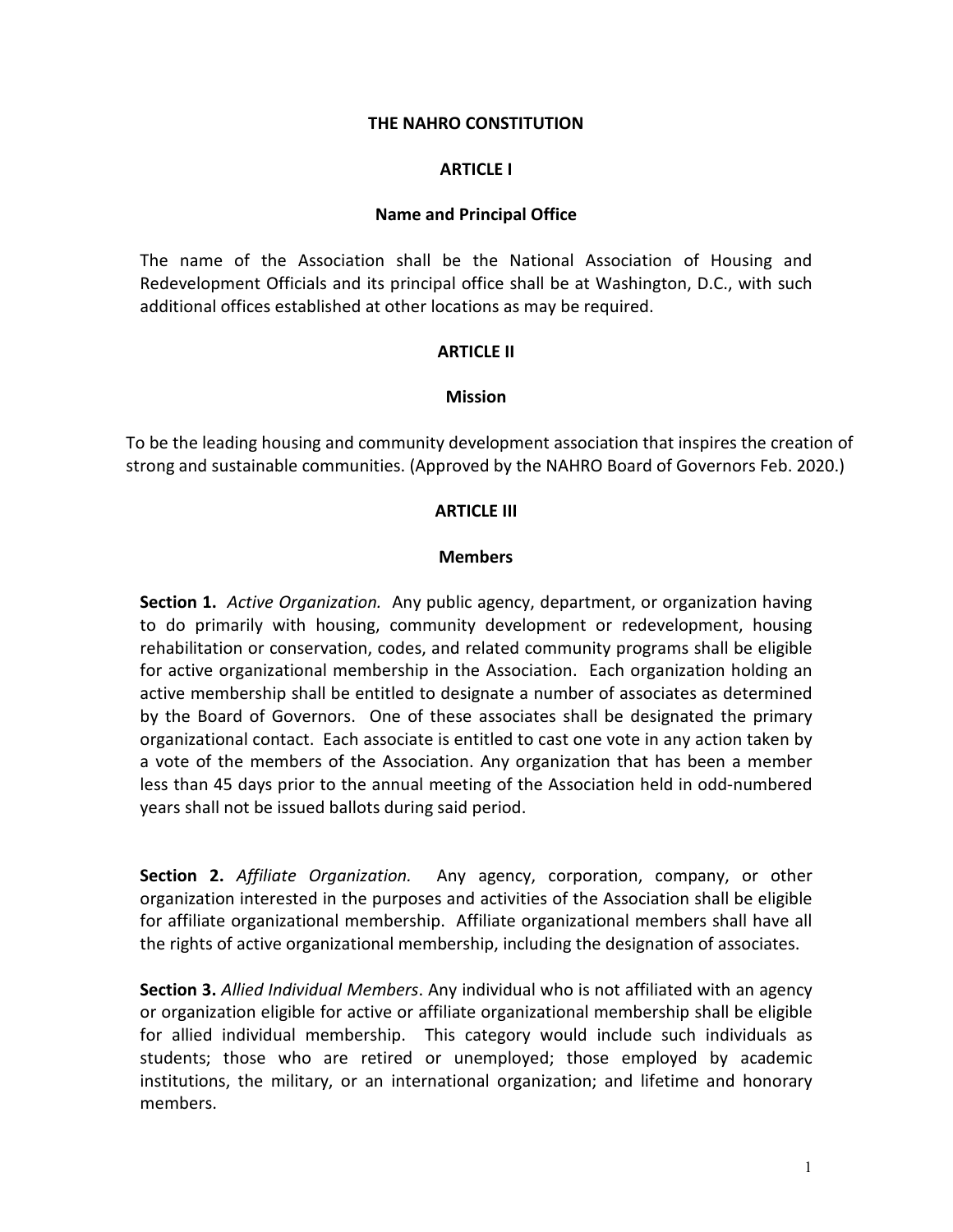# THE NAHRO CONSTITUTION

## ARTICLE I

### Name and Principal Office

The name of the Association shall be the National Association of Housing and Redevelopment Officials and its principal office shall be at Washington, D.C., with such additional offices established at other locations as may be required.

## ARTICLE II

### Mission

To be the leading housing and community development association that inspires the creation of strong and sustainable communities. (Approved by the NAHRO Board of Governors Feb. 2020.)

## ARTICLE III

### Members

**Section 1.** *Active Organization.* Any public agency, department, or organization having to do primarily with housing, community development or redevelopment, housing rehabilitation or conservation, codes, and related community programs shall be eligible for active organizational membership in the Association. Each organization holding an active membership shall be entitled to designate a number of associates as determined by the Board of Governors. One of these associates shall be designated the primary organizational contact. Each associate is entitled to cast one vote in any action taken by a vote of the members of the Association. Any organization that has been a member less than 45 days prior to the annual meeting of the Association held in odd-numbered years shall not be issued ballots during said period.

**Section 2.** *Affiliate Organization.* Any agency, corporation, company, or other organization interested in the purposes and activities of the Association shall be eligible for affiliate organizational membership. Affiliate organizational members shall have all the rights of active organizational membership, including the designation of associates.

**Section 3.** *Allied Individual Members*. Any individual who is not affiliated with an agency or organization eligible for active or affiliate organizational membership shall be eligible for allied individual membership. This category would include such individuals as students; those who are retired or unemployed; those employed by academic institutions, the military, or an international organization; and lifetime and honorary members.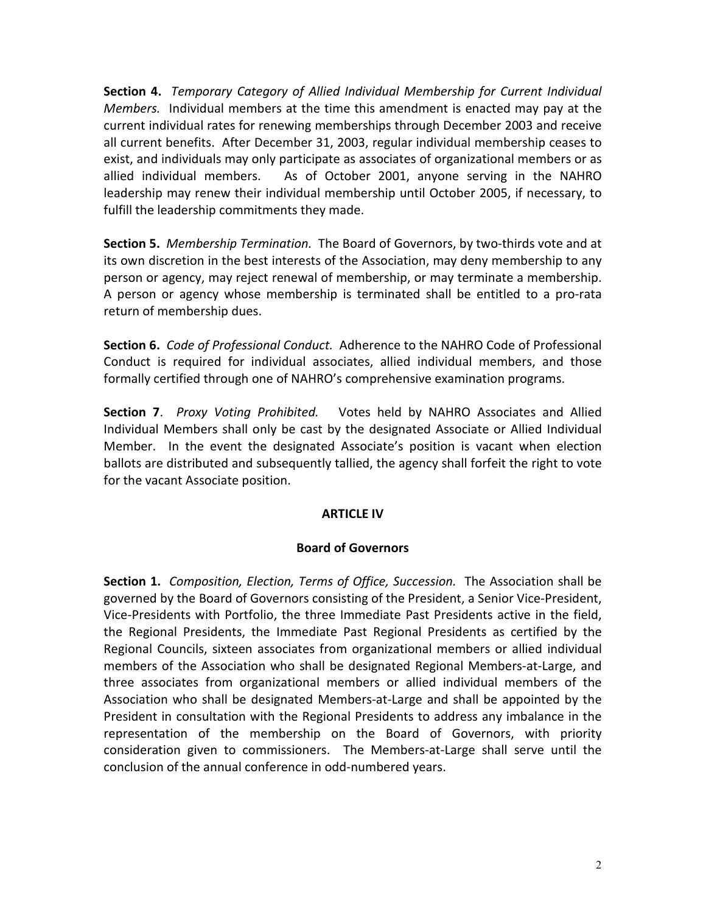**Section 4.** *Temporary Category of Allied Individual Membership for Current Individual Members.* Individual members at the time this amendment is enacted may pay at the current individual rates for renewing memberships through December 2003 and receive all current benefits. After December 31, 2003, regular individual membership ceases to exist, and individuals may only participate as associates of organizational members or as allied individual members. As of October 2001, anyone serving in the NAHRO leadership may renew their individual membership until October 2005, if necessary, to fulfill the leadership commitments they made.

**Section 5.** *Membership Termination.* The Board of Governors, by two-thirds vote and at its own discretion in the best interests of the Association, may deny membership to any person or agency, may reject renewal of membership, or may terminate a membership. A person or agency whose membership is terminated shall be entitled to a pro-rata return of membership dues.

**Section 6.** *Code of Professional Conduct.* Adherence to the NAHRO Code of Professional Conduct is required for individual associates, allied individual members, and those formally certified through one of NAHRO's comprehensive examination programs.

**Section 7**. *Proxy Voting Prohibited.* Votes held by NAHRO Associates and Allied Individual Members shall only be cast by the designated Associate or Allied Individual Member. In the event the designated Associate's position is vacant when election ballots are distributed and subsequently tallied, the agency shall forfeit the right to vote for the vacant Associate position.

## ARTICLE IV

## Board of Governors

**Section 1.** *Composition, Election, Terms of Office, Succession.* The Association shall be governed by the Board of Governors consisting of the President, a Senior Vice-President, Vice-Presidents with Portfolio, the three Immediate Past Presidents active in the field, the Regional Presidents, the Immediate Past Regional Presidents as certified by the Regional Councils, sixteen associates from organizational members or allied individual members of the Association who shall be designated Regional Members-at-Large, and three associates from organizational members or allied individual members of the Association who shall be designated Members-at-Large and shall be appointed by the President in consultation with the Regional Presidents to address any imbalance in the representation of the membership on the Board of Governors, with priority consideration given to commissioners. The Members-at-Large shall serve until the conclusion of the annual conference in odd-numbered years.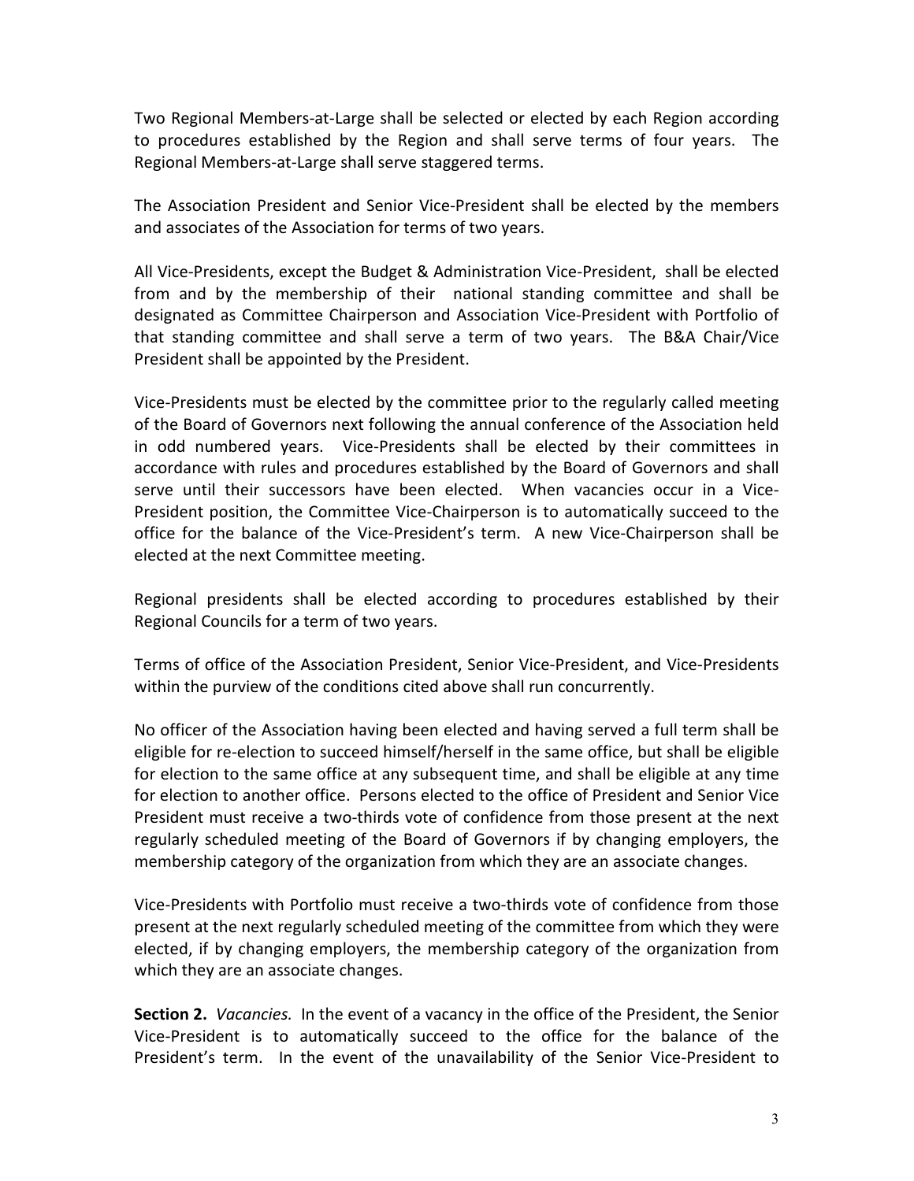Two Regional Members-at-Large shall be selected or elected by each Region according to procedures established by the Region and shall serve terms of four years. The Regional Members-at-Large shall serve staggered terms.

The Association President and Senior Vice-President shall be elected by the members and associates of the Association for terms of two years.

All Vice-Presidents, except the Budget & Administration Vice-President, shall be elected from and by the membership of their national standing committee and shall be designated as Committee Chairperson and Association Vice-President with Portfolio of that standing committee and shall serve a term of two years. The B&A Chair/Vice President shall be appointed by the President.

Vice-Presidents must be elected by the committee prior to the regularly called meeting of the Board of Governors next following the annual conference of the Association held in odd numbered years. Vice-Presidents shall be elected by their committees in accordance with rules and procedures established by the Board of Governors and shall serve until their successors have been elected. When vacancies occur in a Vice-President position, the Committee Vice-Chairperson is to automatically succeed to the office for the balance of the Vice-President's term. A new Vice-Chairperson shall be elected at the next Committee meeting.

Regional presidents shall be elected according to procedures established by their Regional Councils for a term of two years.

Terms of office of the Association President, Senior Vice-President, and Vice-Presidents within the purview of the conditions cited above shall run concurrently.

No officer of the Association having been elected and having served a full term shall be eligible for re-election to succeed himself/herself in the same office, but shall be eligible for election to the same office at any subsequent time, and shall be eligible at any time for election to another office. Persons elected to the office of President and Senior Vice President must receive a two-thirds vote of confidence from those present at the next regularly scheduled meeting of the Board of Governors if by changing employers, the membership category of the organization from which they are an associate changes.

Vice-Presidents with Portfolio must receive a two-thirds vote of confidence from those present at the next regularly scheduled meeting of the committee from which they were elected, if by changing employers, the membership category of the organization from which they are an associate changes.

**Section 2.** *Vacancies.* In the event of a vacancy in the office of the President, the Senior Vice-President is to automatically succeed to the office for the balance of the President's term. In the event of the unavailability of the Senior Vice-President to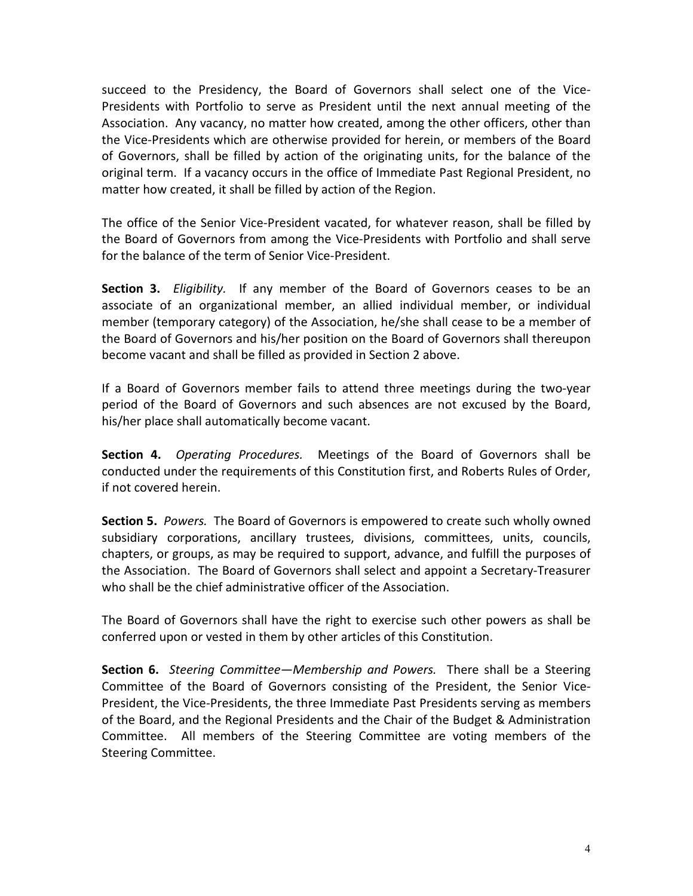succeed to the Presidency, the Board of Governors shall select one of the Vice-Presidents with Portfolio to serve as President until the next annual meeting of the Association. Any vacancy, no matter how created, among the other officers, other than the Vice-Presidents which are otherwise provided for herein, or members of the Board of Governors, shall be filled by action of the originating units, for the balance of the original term. If a vacancy occurs in the office of Immediate Past Regional President, no matter how created, it shall be filled by action of the Region.

The office of the Senior Vice-President vacated, for whatever reason, shall be filled by the Board of Governors from among the Vice-Presidents with Portfolio and shall serve for the balance of the term of Senior Vice-President.

**Section 3.** *Eligibility.* If any member of the Board of Governors ceases to be an associate of an organizational member, an allied individual member, or individual member (temporary category) of the Association, he/she shall cease to be a member of the Board of Governors and his/her position on the Board of Governors shall thereupon become vacant and shall be filled as provided in Section 2 above.

If a Board of Governors member fails to attend three meetings during the two-year period of the Board of Governors and such absences are not excused by the Board, his/her place shall automatically become vacant.

**Section 4.** *Operating Procedures.* Meetings of the Board of Governors shall be conducted under the requirements of this Constitution first, and Roberts Rules of Order, if not covered herein.

**Section 5.** *Powers.* The Board of Governors is empowered to create such wholly owned subsidiary corporations, ancillary trustees, divisions, committees, units, councils, chapters, or groups, as may be required to support, advance, and fulfill the purposes of the Association. The Board of Governors shall select and appoint a Secretary-Treasurer who shall be the chief administrative officer of the Association.

The Board of Governors shall have the right to exercise such other powers as shall be conferred upon or vested in them by other articles of this Constitution.

**Section 6.** *Steering Committee—Membership and Powers.* There shall be a Steering Committee of the Board of Governors consisting of the President, the Senior Vice-President, the Vice-Presidents, the three Immediate Past Presidents serving as members of the Board, and the Regional Presidents and the Chair of the Budget & Administration Committee. All members of the Steering Committee are voting members of the Steering Committee.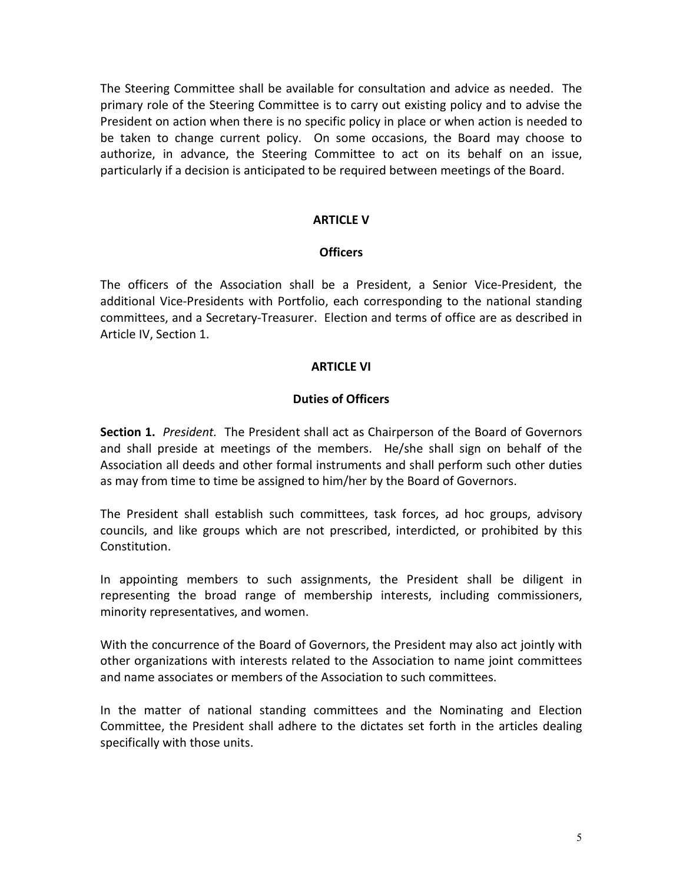The Steering Committee shall be available for consultation and advice as needed. The primary role of the Steering Committee is to carry out existing policy and to advise the President on action when there is no specific policy in place or when action is needed to be taken to change current policy. On some occasions, the Board may choose to authorize, in advance, the Steering Committee to act on its behalf on an issue, particularly if a decision is anticipated to be required between meetings of the Board.

## ARTICLE V

### Officers

The officers of the Association shall be a President, a Senior Vice-President, the additional Vice-Presidents with Portfolio, each corresponding to the national standing committees, and a Secretary-Treasurer. Election and terms of office are as described in Article IV, Section 1.

## ARTICLE VI

### Duties of Officers

**Section 1.** *President.* The President shall act as Chairperson of the Board of Governors and shall preside at meetings of the members. He/she shall sign on behalf of the Association all deeds and other formal instruments and shall perform such other duties as may from time to time be assigned to him/her by the Board of Governors.

The President shall establish such committees, task forces, ad hoc groups, advisory councils, and like groups which are not prescribed, interdicted, or prohibited by this Constitution.

In appointing members to such assignments, the President shall be diligent in representing the broad range of membership interests, including commissioners, minority representatives, and women.

With the concurrence of the Board of Governors, the President may also act jointly with other organizations with interests related to the Association to name joint committees and name associates or members of the Association to such committees.

In the matter of national standing committees and the Nominating and Election Committee, the President shall adhere to the dictates set forth in the articles dealing specifically with those units.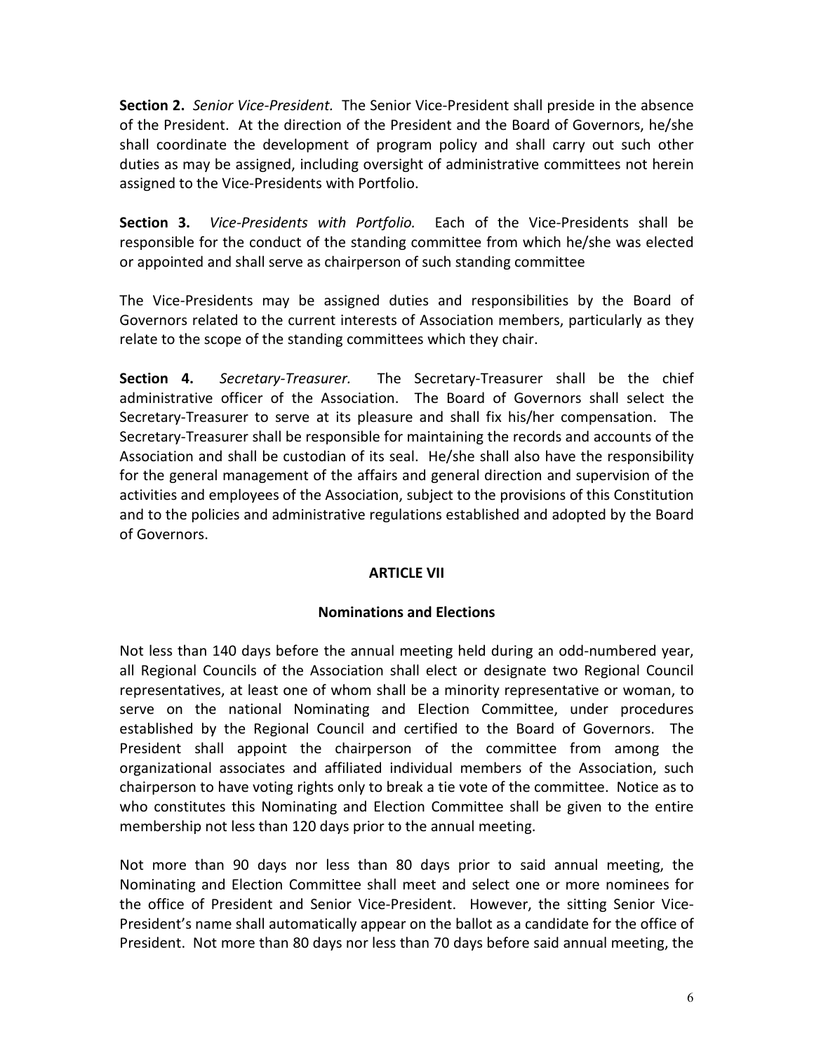**Section 2.** *Senior Vice-President.* The Senior Vice-President shall preside in the absence of the President. At the direction of the President and the Board of Governors, he/she shall coordinate the development of program policy and shall carry out such other duties as may be assigned, including oversight of administrative committees not herein assigned to the Vice-Presidents with Portfolio.

**Section 3.** *Vice-Presidents with Portfolio.* Each of the Vice-Presidents shall be responsible for the conduct of the standing committee from which he/she was elected or appointed and shall serve as chairperson of such standing committee

The Vice-Presidents may be assigned duties and responsibilities by the Board of Governors related to the current interests of Association members, particularly as they relate to the scope of the standing committees which they chair.

**Section 4.** *Secretary-Treasurer.* The Secretary-Treasurer shall be the chief administrative officer of the Association. The Board of Governors shall select the Secretary-Treasurer to serve at its pleasure and shall fix his/her compensation. The Secretary-Treasurer shall be responsible for maintaining the records and accounts of the Association and shall be custodian of its seal. He/she shall also have the responsibility for the general management of the affairs and general direction and supervision of the activities and employees of the Association, subject to the provisions of this Constitution and to the policies and administrative regulations established and adopted by the Board of Governors.

## ARTICLE VII

## Nominations and Elections

Not less than 140 days before the annual meeting held during an odd-numbered year, all Regional Councils of the Association shall elect or designate two Regional Council representatives, at least one of whom shall be a minority representative or woman, to serve on the national Nominating and Election Committee, under procedures established by the Regional Council and certified to the Board of Governors. The President shall appoint the chairperson of the committee from among the organizational associates and affiliated individual members of the Association, such chairperson to have voting rights only to break a tie vote of the committee. Notice as to who constitutes this Nominating and Election Committee shall be given to the entire membership not less than 120 days prior to the annual meeting.

Not more than 90 days nor less than 80 days prior to said annual meeting, the Nominating and Election Committee shall meet and select one or more nominees for the office of President and Senior Vice-President. However, the sitting Senior Vice-President's name shall automatically appear on the ballot as a candidate for the office of President. Not more than 80 days nor less than 70 days before said annual meeting, the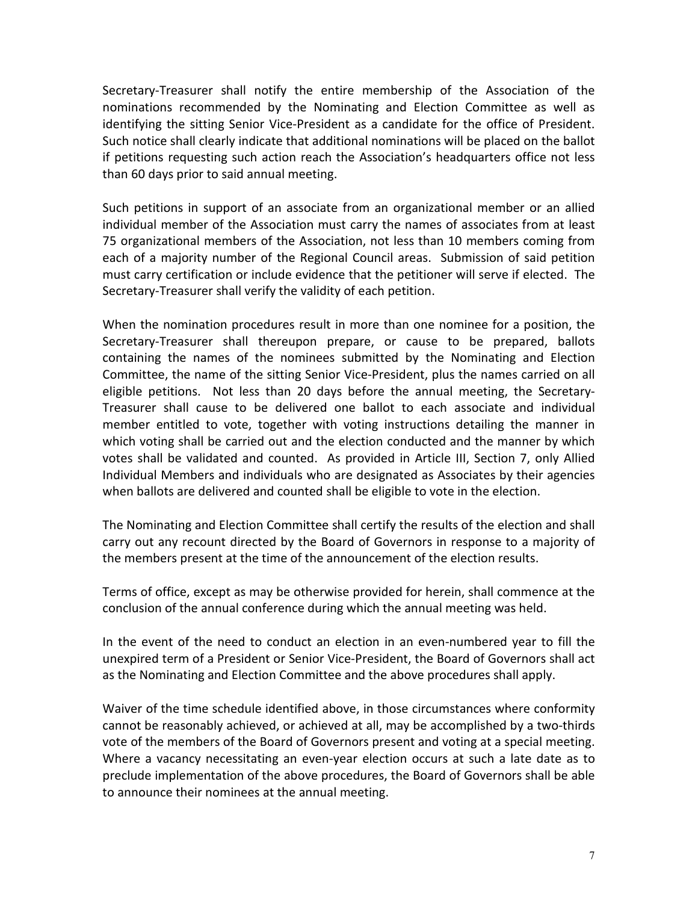Secretary-Treasurer shall notify the entire membership of the Association of the nominations recommended by the Nominating and Election Committee as well as identifying the sitting Senior Vice-President as a candidate for the office of President. Such notice shall clearly indicate that additional nominations will be placed on the ballot if petitions requesting such action reach the Association's headquarters office not less than 60 days prior to said annual meeting.

Such petitions in support of an associate from an organizational member or an allied individual member of the Association must carry the names of associates from at least 75 organizational members of the Association, not less than 10 members coming from each of a majority number of the Regional Council areas. Submission of said petition must carry certification or include evidence that the petitioner will serve if elected. The Secretary-Treasurer shall verify the validity of each petition.

When the nomination procedures result in more than one nominee for a position, the Secretary-Treasurer shall thereupon prepare, or cause to be prepared, ballots containing the names of the nominees submitted by the Nominating and Election Committee, the name of the sitting Senior Vice-President, plus the names carried on all eligible petitions. Not less than 20 days before the annual meeting, the Secretary-Treasurer shall cause to be delivered one ballot to each associate and individual member entitled to vote, together with voting instructions detailing the manner in which voting shall be carried out and the election conducted and the manner by which votes shall be validated and counted. As provided in Article III, Section 7, only Allied Individual Members and individuals who are designated as Associates by their agencies when ballots are delivered and counted shall be eligible to vote in the election.

The Nominating and Election Committee shall certify the results of the election and shall carry out any recount directed by the Board of Governors in response to a majority of the members present at the time of the announcement of the election results.

Terms of office, except as may be otherwise provided for herein, shall commence at the conclusion of the annual conference during which the annual meeting was held.

In the event of the need to conduct an election in an even-numbered year to fill the unexpired term of a President or Senior Vice-President, the Board of Governors shall act as the Nominating and Election Committee and the above procedures shall apply.

Waiver of the time schedule identified above, in those circumstances where conformity cannot be reasonably achieved, or achieved at all, may be accomplished by a two-thirds vote of the members of the Board of Governors present and voting at a special meeting. Where a vacancy necessitating an even-year election occurs at such a late date as to preclude implementation of the above procedures, the Board of Governors shall be able to announce their nominees at the annual meeting.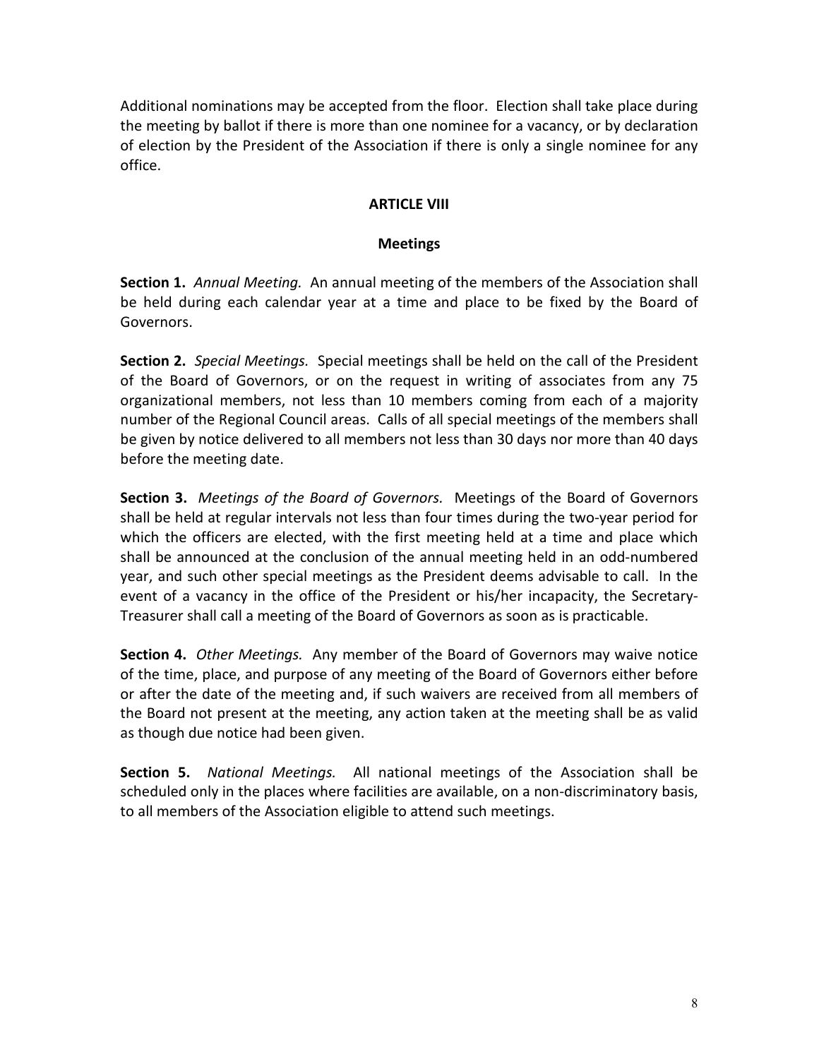Additional nominations may be accepted from the floor. Election shall take place during the meeting by ballot if there is more than one nominee for a vacancy, or by declaration of election by the President of the Association if there is only a single nominee for any office.

## ARTICLE VIII

### Meetings

**Section 1.** *Annual Meeting.* An annual meeting of the members of the Association shall be held during each calendar year at a time and place to be fixed by the Board of Governors.

**Section 2.** *Special Meetings.* Special meetings shall be held on the call of the President of the Board of Governors, or on the request in writing of associates from any 75 organizational members, not less than 10 members coming from each of a majority number of the Regional Council areas. Calls of all special meetings of the members shall be given by notice delivered to all members not less than 30 days nor more than 40 days before the meeting date.

**Section 3.** *Meetings of the Board of Governors.* Meetings of the Board of Governors shall be held at regular intervals not less than four times during the two-year period for which the officers are elected, with the first meeting held at a time and place which shall be announced at the conclusion of the annual meeting held in an odd-numbered year, and such other special meetings as the President deems advisable to call. In the event of a vacancy in the office of the President or his/her incapacity, the Secretary-Treasurer shall call a meeting of the Board of Governors as soon as is practicable.

**Section 4.** *Other Meetings.* Any member of the Board of Governors may waive notice of the time, place, and purpose of any meeting of the Board of Governors either before or after the date of the meeting and, if such waivers are received from all members of the Board not present at the meeting, any action taken at the meeting shall be as valid as though due notice had been given.

**Section 5.** *National Meetings.* All national meetings of the Association shall be scheduled only in the places where facilities are available, on a non-discriminatory basis, to all members of the Association eligible to attend such meetings.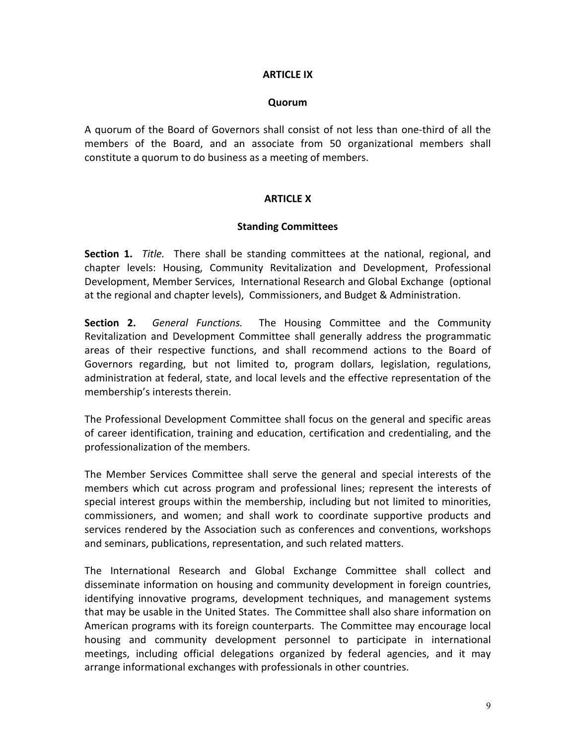## ARTICLE IX

### Quorum

A quorum of the Board of Governors shall consist of not less than one-third of all the members of the Board, and an associate from 50 organizational members shall constitute a quorum to do business as a meeting of members.

## ARTICLE X

### Standing Committees

**Section 1.** *Title.* There shall be standing committees at the national, regional, and chapter levels: Housing, Community Revitalization and Development, Professional Development, Member Services, International Research and Global Exchange (optional at the regional and chapter levels), Commissioners, and Budget & Administration.

**Section 2.** *General Functions.* The Housing Committee and the Community Revitalization and Development Committee shall generally address the programmatic areas of their respective functions, and shall recommend actions to the Board of Governors regarding, but not limited to, program dollars, legislation, regulations, administration at federal, state, and local levels and the effective representation of the membership's interests therein.

The Professional Development Committee shall focus on the general and specific areas of career identification, training and education, certification and credentialing, and the professionalization of the members.

The Member Services Committee shall serve the general and special interests of the members which cut across program and professional lines; represent the interests of special interest groups within the membership, including but not limited to minorities, commissioners, and women; and shall work to coordinate supportive products and services rendered by the Association such as conferences and conventions, workshops and seminars, publications, representation, and such related matters.

The International Research and Global Exchange Committee shall collect and disseminate information on housing and community development in foreign countries, identifying innovative programs, development techniques, and management systems that may be usable in the United States. The Committee shall also share information on American programs with its foreign counterparts. The Committee may encourage local housing and community development personnel to participate in international meetings, including official delegations organized by federal agencies, and it may arrange informational exchanges with professionals in other countries.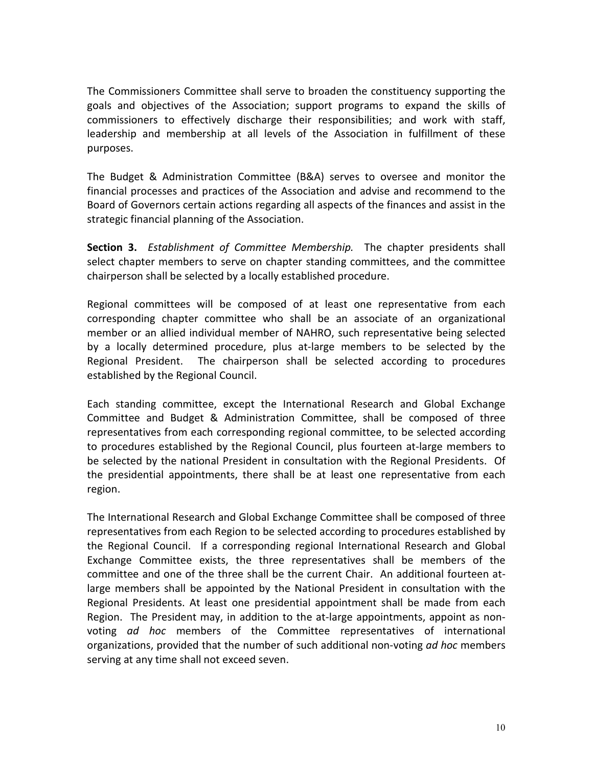The Commissioners Committee shall serve to broaden the constituency supporting the goals and objectives of the Association; support programs to expand the skills of commissioners to effectively discharge their responsibilities; and work with staff, leadership and membership at all levels of the Association in fulfillment of these purposes.

The Budget & Administration Committee (B&A) serves to oversee and monitor the financial processes and practices of the Association and advise and recommend to the Board of Governors certain actions regarding all aspects of the finances and assist in the strategic financial planning of the Association.

**Section 3.** *Establishment of Committee Membership.* The chapter presidents shall select chapter members to serve on chapter standing committees, and the committee chairperson shall be selected by a locally established procedure.

Regional committees will be composed of at least one representative from each corresponding chapter committee who shall be an associate of an organizational member or an allied individual member of NAHRO, such representative being selected by a locally determined procedure, plus at-large members to be selected by the Regional President. The chairperson shall be selected according to procedures established by the Regional Council.

Each standing committee, except the International Research and Global Exchange Committee and Budget & Administration Committee, shall be composed of three representatives from each corresponding regional committee, to be selected according to procedures established by the Regional Council, plus fourteen at-large members to be selected by the national President in consultation with the Regional Presidents. Of the presidential appointments, there shall be at least one representative from each region.

The International Research and Global Exchange Committee shall be composed of three representatives from each Region to be selected according to procedures established by the Regional Council. If a corresponding regional International Research and Global Exchange Committee exists, the three representatives shall be members of the committee and one of the three shall be the current Chair. An additional fourteen at-large members shall be appointed by the National President in consultation with the Regional Presidents. At least one presidential appointment shall be made from each Region. The President may, in addition to the at-large appointments, appoint as non-voting *ad hoc* members of the Committee representatives of international organizations, provided that the number of such additional non-voting *ad hoc* members serving at any time shall not exceed seven.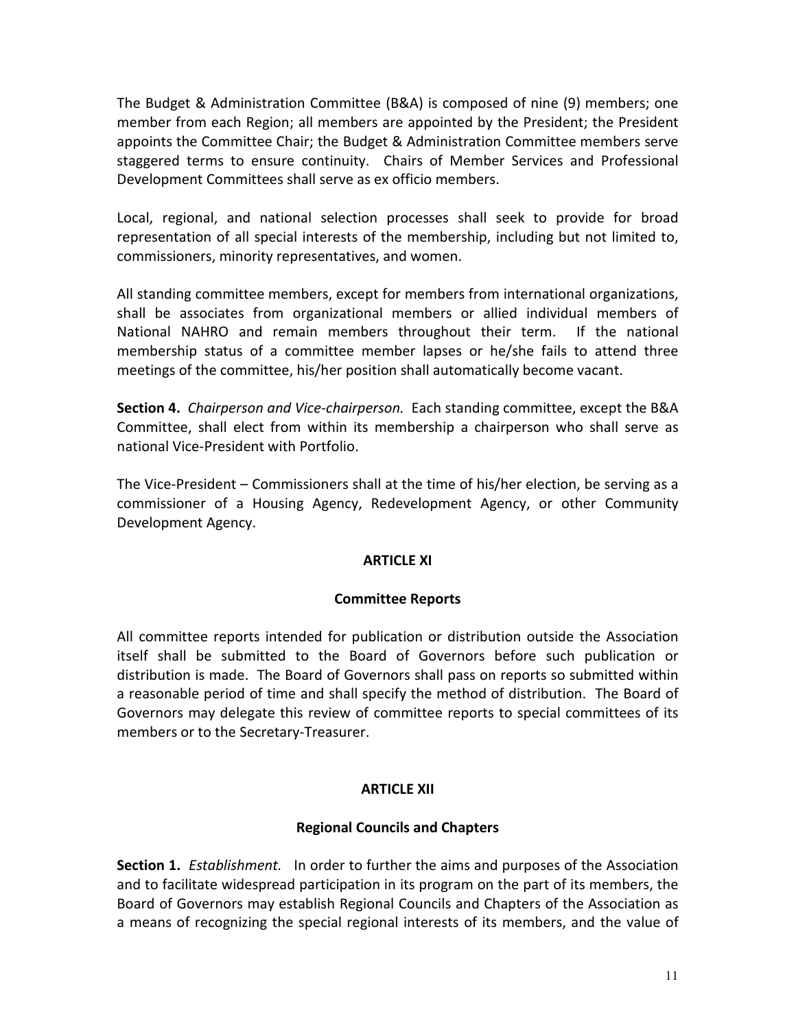The Budget & Administration Committee (B&A) is composed of nine (9) members; one member from each Region; all members are appointed by the President; the President appoints the Committee Chair; the Budget & Administration Committee members serve staggered terms to ensure continuity. Chairs of Member Services and Professional Development Committees shall serve as ex officio members.

Local, regional, and national selection processes shall seek to provide for broad representation of all special interests of the membership, including but not limited to, commissioners, minority representatives, and women.

All standing committee members, except for members from international organizations, shall be associates from organizational members or allied individual members of National NAHRO and remain members throughout their term. If the national membership status of a committee member lapses or he/she fails to attend three meetings of the committee, his/her position shall automatically become vacant.

**Section 4.** *Chairperson and Vice-chairperson.* Each standing committee, except the B&A Committee, shall elect from within its membership a chairperson who shall serve as national Vice-President with Portfolio.

The Vice-President – Commissioners shall at the time of his/her election, be serving as a commissioner of a Housing Agency, Redevelopment Agency, or other Community Development Agency.

## ARTICLE XI

### Committee Reports

All committee reports intended for publication or distribution outside the Association itself shall be submitted to the Board of Governors before such publication or distribution is made. The Board of Governors shall pass on reports so submitted within a reasonable period of time and shall specify the method of distribution. The Board of Governors may delegate this review of committee reports to special committees of its members or to the Secretary-Treasurer.

## ARTICLE XII

### Regional Councils and Chapters

**Section 1.** *Establishment.* In order to further the aims and purposes of the Association and to facilitate widespread participation in its program on the part of its members, the Board of Governors may establish Regional Councils and Chapters of the Association as a means of recognizing the special regional interests of its members, and the value of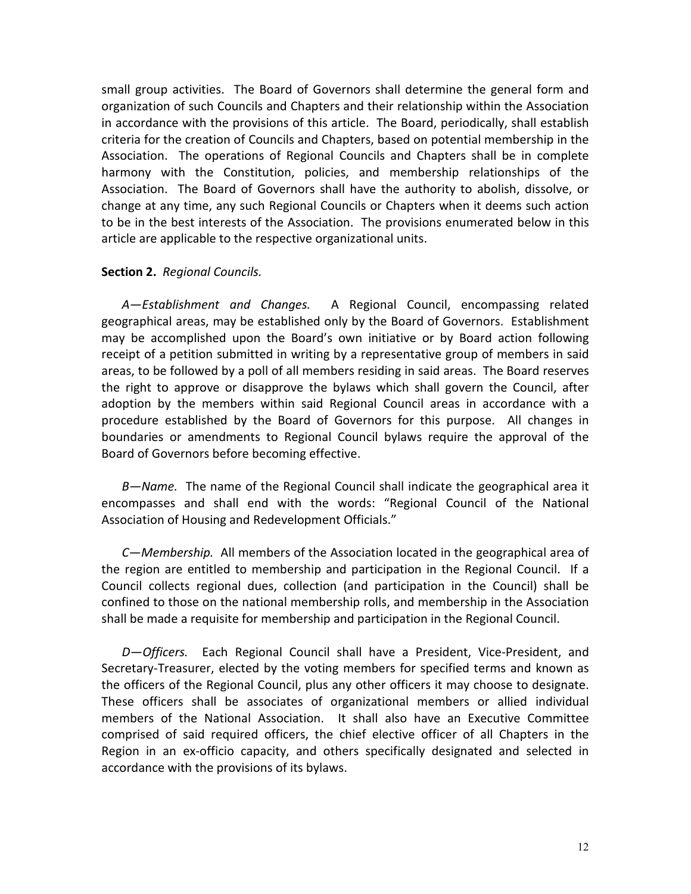small group activities. The Board of Governors shall determine the general form and organization of such Councils and Chapters and their relationship within the Association in accordance with the provisions of this article. The Board, periodically, shall establish criteria for the creation of Councils and Chapters, based on potential membership in the Association. The operations of Regional Councils and Chapters shall be in complete harmony with the Constitution, policies, and membership relationships of the Association. The Board of Governors shall have the authority to abolish, dissolve, or change at any time, any such Regional Councils or Chapters when it deems such action to be in the best interests of the Association. The provisions enumerated below in this article are applicable to the respective organizational units.

**Section 2.** *Regional Councils.*

*A—Establishment and Changes.* A Regional Council, encompassing related geographical areas, may be established only by the Board of Governors. Establishment may be accomplished upon the Board's own initiative or by Board action following receipt of a petition submitted in writing by a representative group of members in said areas, to be followed by a poll of all members residing in said areas. The Board reserves the right to approve or disapprove the bylaws which shall govern the Council, after adoption by the members within said Regional Council areas in accordance with a procedure established by the Board of Governors for this purpose. All changes in boundaries or amendments to Regional Council bylaws require the approval of the Board of Governors before becoming effective.

*B—Name.* The name of the Regional Council shall indicate the geographical area it encompasses and shall end with the words: "Regional Council of the National Association of Housing and Redevelopment Officials."

*C—Membership.* All members of the Association located in the geographical area of the region are entitled to membership and participation in the Regional Council. If a Council collects regional dues, collection (and participation in the Council) shall be confined to those on the national membership rolls, and membership in the Association shall be made a requisite for membership and participation in the Regional Council.

*D—Officers.* Each Regional Council shall have a President, Vice-President, and Secretary-Treasurer, elected by the voting members for specified terms and known as the officers of the Regional Council, plus any other officers it may choose to designate. These officers shall be associates of organizational members or allied individual members of the National Association. It shall also have an Executive Committee comprised of said required officers, the chief elective officer of all Chapters in the Region in an ex-officio capacity, and others specifically designated and selected in accordance with the provisions of its bylaws.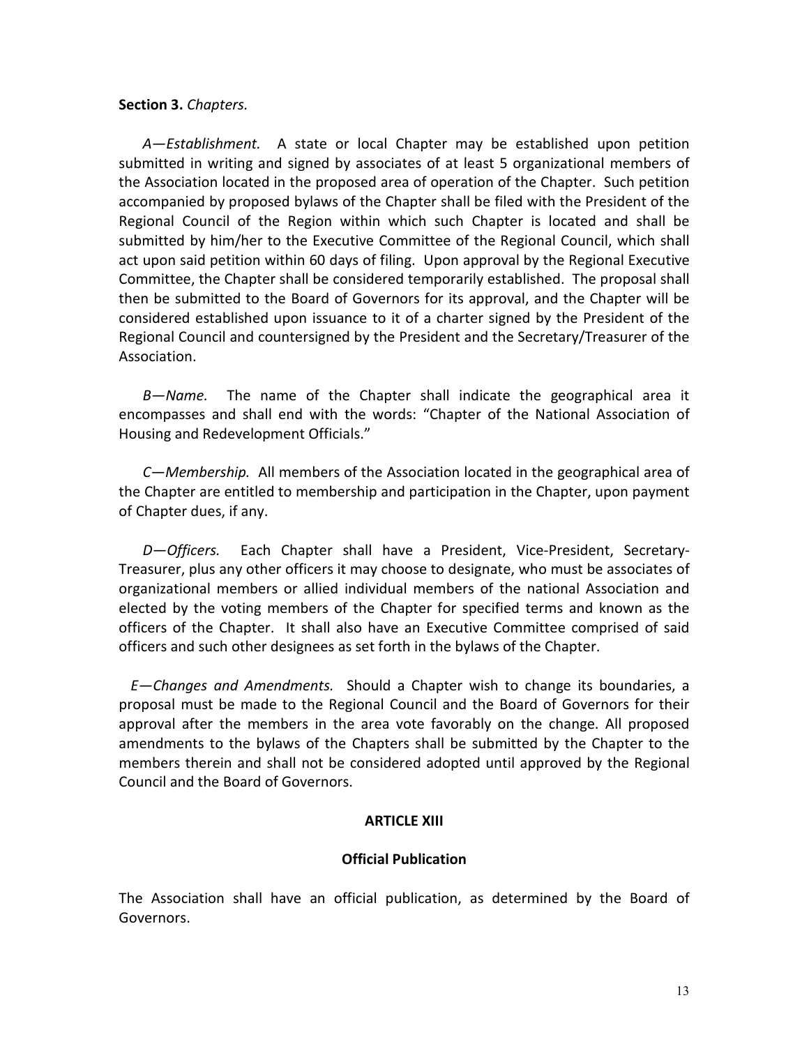**Section 3.** *Chapters.*

*A—Establishment.* A state or local Chapter may be established upon petition submitted in writing and signed by associates of at least 5 organizational members of the Association located in the proposed area of operation of the Chapter. Such petition accompanied by proposed bylaws of the Chapter shall be filed with the President of the Regional Council of the Region within which such Chapter is located and shall be submitted by him/her to the Executive Committee of the Regional Council, which shall act upon said petition within 60 days of filing. Upon approval by the Regional Executive Committee, the Chapter shall be considered temporarily established. The proposal shall then be submitted to the Board of Governors for its approval, and the Chapter will be considered established upon issuance to it of a charter signed by the President of the Regional Council and countersigned by the President and the Secretary/Treasurer of the Association.

*B—Name.* The name of the Chapter shall indicate the geographical area it encompasses and shall end with the words: "Chapter of the National Association of Housing and Redevelopment Officials."

*C—Membership.* All members of the Association located in the geographical area of the Chapter are entitled to membership and participation in the Chapter, upon payment of Chapter dues, if any.

*D—Officers.* Each Chapter shall have a President, Vice-President, Secretary-Treasurer, plus any other officers it may choose to designate, who must be associates of organizational members or allied individual members of the national Association and elected by the voting members of the Chapter for specified terms and known as the officers of the Chapter. It shall also have an Executive Committee comprised of said officers and such other designees as set forth in the bylaws of the Chapter.

*E—Changes and Amendments.* Should a Chapter wish to change its boundaries, a proposal must be made to the Regional Council and the Board of Governors for their approval after the members in the area vote favorably on the change. All proposed amendments to the bylaws of the Chapters shall be submitted by the Chapter to the members therein and shall not be considered adopted until approved by the Regional Council and the Board of Governors.

## ARTICLE XIII

## Official Publication

The Association shall have an official publication, as determined by the Board of Governors.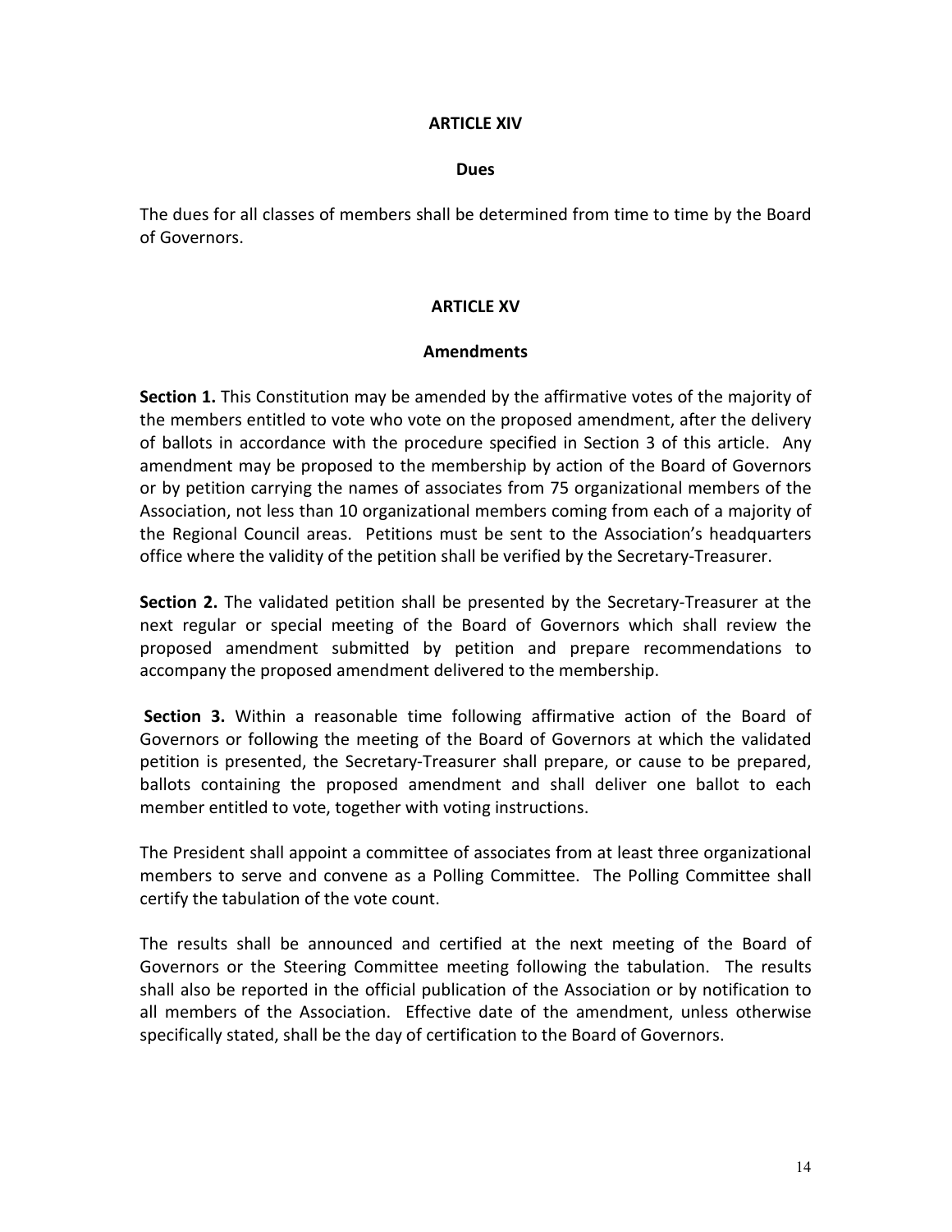## ARTICLE XIV

### Dues

The dues for all classes of members shall be determined from time to time by the Board of Governors.

## ARTICLE XV

### Amendments

**Section 1.** This Constitution may be amended by the affirmative votes of the majority of the members entitled to vote who vote on the proposed amendment, after the delivery of ballots in accordance with the procedure specified in Section 3 of this article. Any amendment may be proposed to the membership by action of the Board of Governors or by petition carrying the names of associates from 75 organizational members of the Association, not less than 10 organizational members coming from each of a majority of the Regional Council areas. Petitions must be sent to the Association's headquarters office where the validity of the petition shall be verified by the Secretary-Treasurer.

**Section 2.** The validated petition shall be presented by the Secretary-Treasurer at the next regular or special meeting of the Board of Governors which shall review the proposed amendment submitted by petition and prepare recommendations to accompany the proposed amendment delivered to the membership.

**Section 3.** Within a reasonable time following affirmative action of the Board of Governors or following the meeting of the Board of Governors at which the validated petition is presented, the Secretary-Treasurer shall prepare, or cause to be prepared, ballots containing the proposed amendment and shall deliver one ballot to each member entitled to vote, together with voting instructions.

The President shall appoint a committee of associates from at least three organizational members to serve and convene as a Polling Committee. The Polling Committee shall certify the tabulation of the vote count.

The results shall be announced and certified at the next meeting of the Board of Governors or the Steering Committee meeting following the tabulation. The results shall also be reported in the official publication of the Association or by notification to all members of the Association. Effective date of the amendment, unless otherwise specifically stated, shall be the day of certification to the Board of Governors.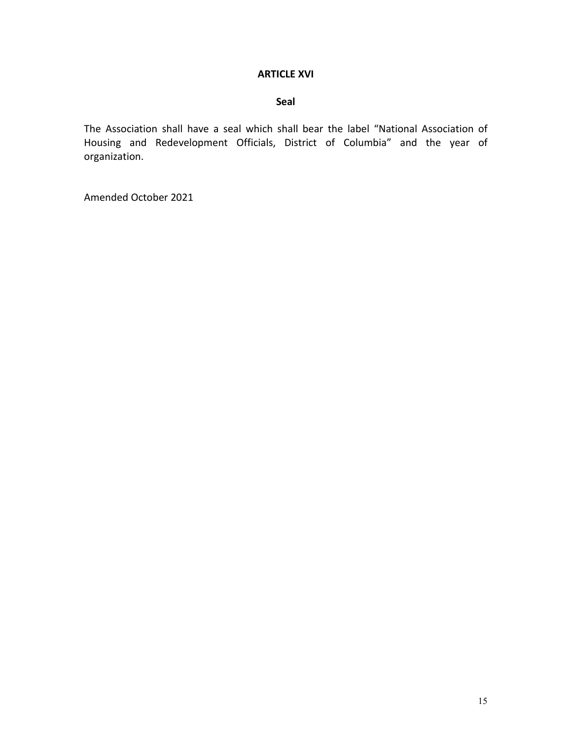## ARTICLE XVI

### Seal

The Association shall have a seal which shall bear the label "National Association of Housing and Redevelopment Officials, District of Columbia" and the year of organization.

Amended October 2021